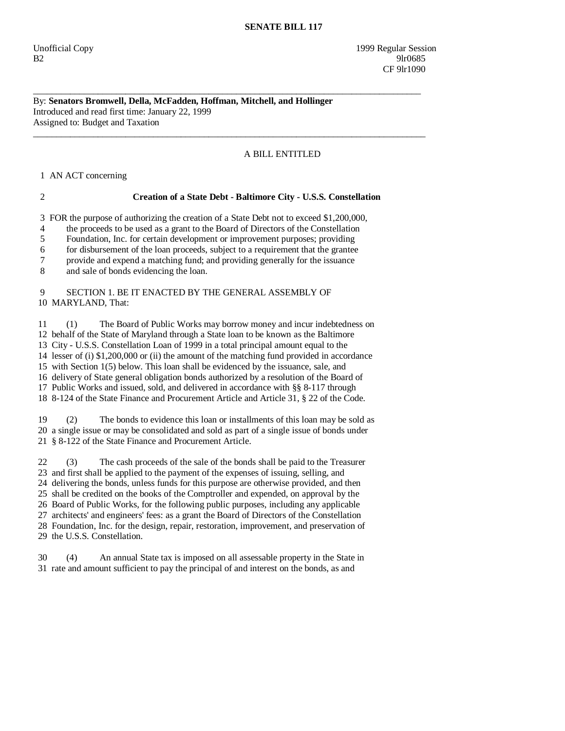# SENATE BILL 117

Unofficial Copy 1999 Regular Session
B2 9lr0685
CF 9lr1090

---

By: **Senators Bromwell, Della, McFadden, Hoffman, Mitchell, and Hollinger**
Introduced and read first time: January 22, 1999
Assigned to: Budget and Taxation

---

A BILL ENTITLED

1 AN ACT concerning

2 **Creation of a State Debt - Baltimore City - U.S.S. Constellation**

3 FOR the purpose of authorizing the creation of a State Debt not to exceed $1,200,000,
4 the proceeds to be used as a grant to the Board of Directors of the Constellation
5 Foundation, Inc. for certain development or improvement purposes; providing
6 for disbursement of the loan proceeds, subject to a requirement that the grantee
7 provide and expend a matching fund; and providing generally for the issuance
8 and sale of bonds evidencing the loan.

9 SECTION 1. BE IT ENACTED BY THE GENERAL ASSEMBLY OF
10 MARYLAND, That:

11 (1) The Board of Public Works may borrow money and incur indebtedness on
12 behalf of the State of Maryland through a State loan to be known as the Baltimore
13 City - U.S.S. Constellation Loan of 1999 in a total principal amount equal to the
14 lesser of (i) $1,200,000 or (ii) the amount of the matching fund provided in accordance
15 with Section 1(5) below. This loan shall be evidenced by the issuance, sale, and
16 delivery of State general obligation bonds authorized by a resolution of the Board of
17 Public Works and issued, sold, and delivered in accordance with §§ 8-117 through
18 8-124 of the State Finance and Procurement Article and Article 31, § 22 of the Code.

19 (2) The bonds to evidence this loan or installments of this loan may be sold as
20 a single issue or may be consolidated and sold as part of a single issue of bonds under
21 § 8-122 of the State Finance and Procurement Article.

22 (3) The cash proceeds of the sale of the bonds shall be paid to the Treasurer
23 and first shall be applied to the payment of the expenses of issuing, selling, and
24 delivering the bonds, unless funds for this purpose are otherwise provided, and then
25 shall be credited on the books of the Comptroller and expended, on approval by the
26 Board of Public Works, for the following public purposes, including any applicable
27 architects' and engineers' fees: as a grant the Board of Directors of the Constellation
28 Foundation, Inc. for the design, repair, restoration, improvement, and preservation of
29 the U.S.S. Constellation.

30 (4) An annual State tax is imposed on all assessable property in the State in
31 rate and amount sufficient to pay the principal of and interest on the bonds, as and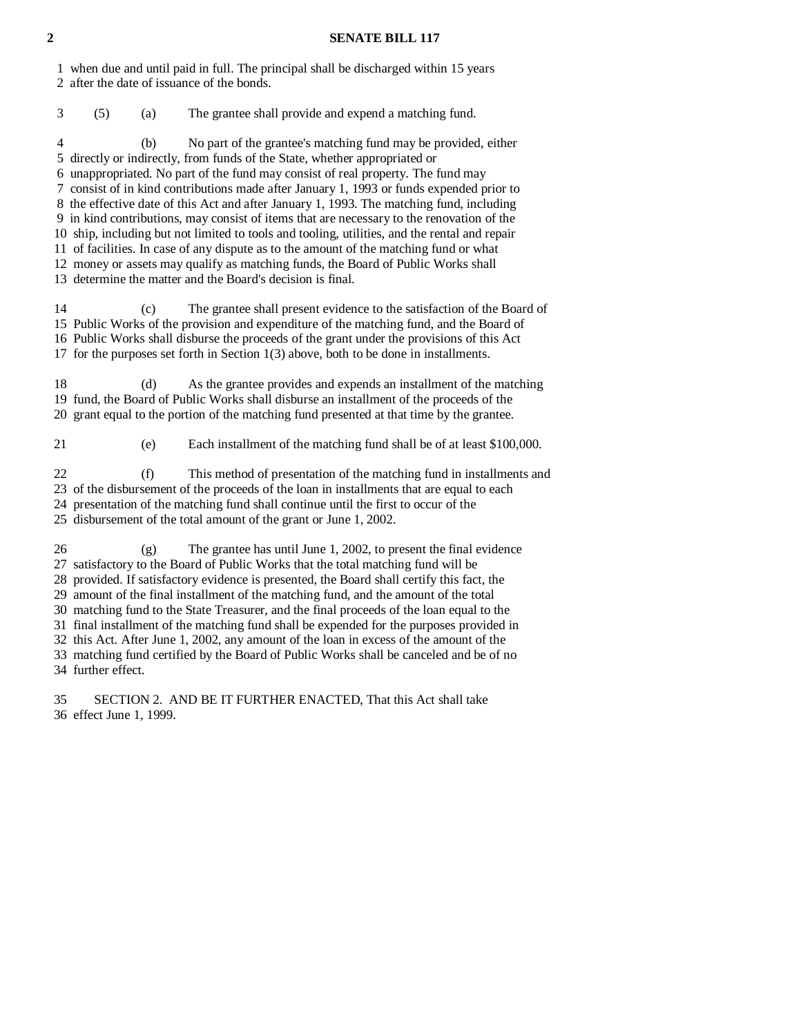when due and until paid in full. The principal shall be discharged within 15 years after the date of issuance of the bonds.

(5) (a) The grantee shall provide and expend a matching fund.

(b) No part of the grantee's matching fund may be provided, either directly or indirectly, from funds of the State, whether appropriated or unappropriated. No part of the fund may consist of real property. The fund may consist of in kind contributions made after January 1, 1993 or funds expended prior to the effective date of this Act and after January 1, 1993. The matching fund, including in kind contributions, may consist of items that are necessary to the renovation of the ship, including but not limited to tools and tooling, utilities, and the rental and repair of facilities. In case of any dispute as to the amount of the matching fund or what money or assets may qualify as matching funds, the Board of Public Works shall determine the matter and the Board's decision is final.

(c) The grantee shall present evidence to the satisfaction of the Board of Public Works of the provision and expenditure of the matching fund, and the Board of Public Works shall disburse the proceeds of the grant under the provisions of this Act for the purposes set forth in Section 1(3) above, both to be done in installments.

(d) As the grantee provides and expends an installment of the matching fund, the Board of Public Works shall disburse an installment of the proceeds of the grant equal to the portion of the matching fund presented at that time by the grantee.

(e) Each installment of the matching fund shall be of at least $100,000.

(f) This method of presentation of the matching fund in installments and of the disbursement of the proceeds of the loan in installments that are equal to each presentation of the matching fund shall continue until the first to occur of the disbursement of the total amount of the grant or June 1, 2002.

(g) The grantee has until June 1, 2002, to present the final evidence satisfactory to the Board of Public Works that the total matching fund will be provided. If satisfactory evidence is presented, the Board shall certify this fact, the amount of the final installment of the matching fund, and the amount of the total matching fund to the State Treasurer, and the final proceeds of the loan equal to the final installment of the matching fund shall be expended for the purposes provided in this Act. After June 1, 2002, any amount of the loan in excess of the amount of the matching fund certified by the Board of Public Works shall be canceled and be of no further effect.

SECTION 2. AND BE IT FURTHER ENACTED, That this Act shall take effect June 1, 1999.